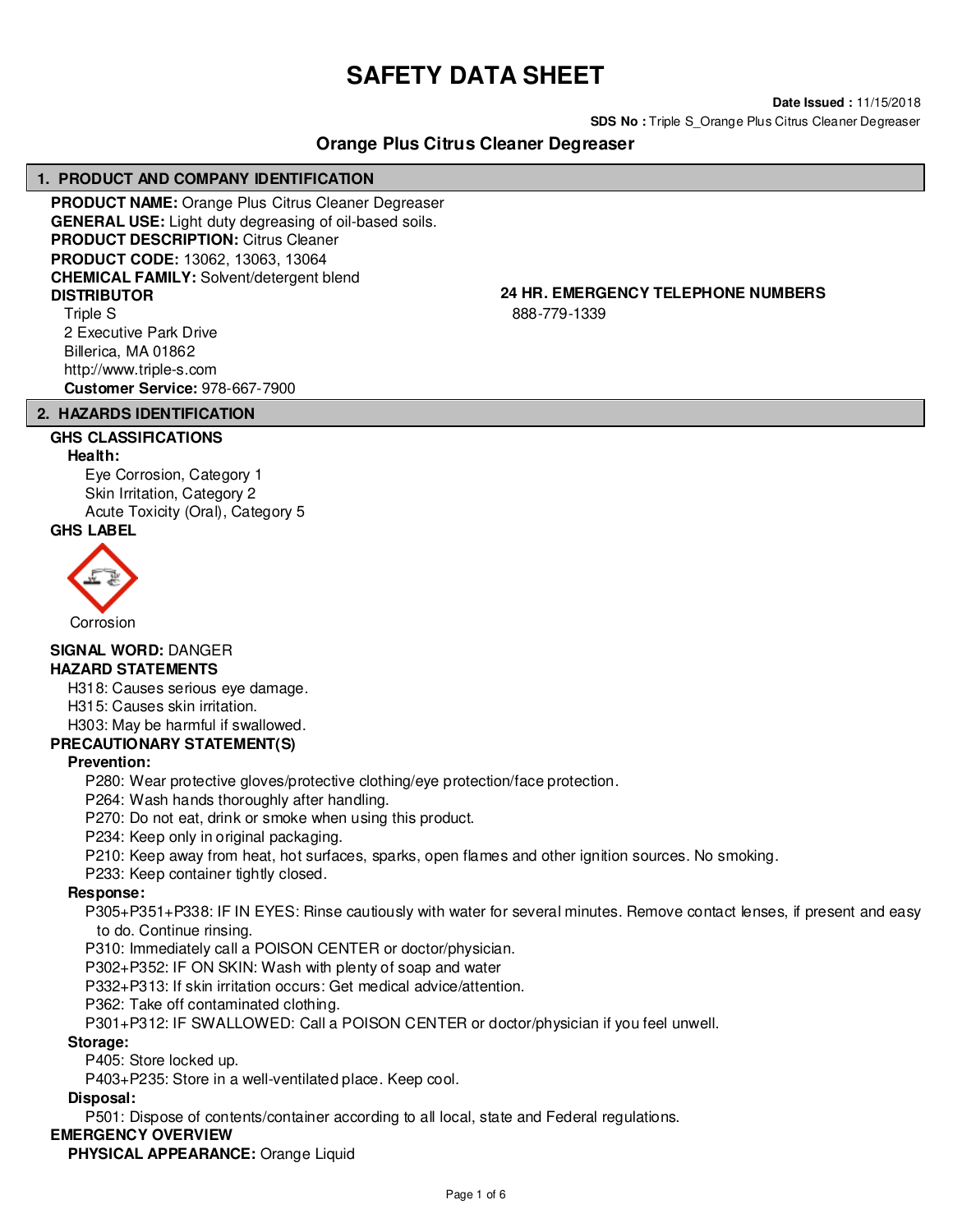# SAFETY DATA SHEET

**Date Issued :** 11/15/2018

**SDS No :** Triple S_Orange Plus Citrus Cleaner Degreaser

## Orange Plus Citrus Cleaner Degreaser

### 1. PRODUCT AND COMPANY IDENTIFICATION

**PRODUCT NAME:** Orange Plus Citrus Cleaner Degreaser
**GENERAL USE:** Light duty degreasing of oil-based soils.
**PRODUCT DESCRIPTION:** Citrus Cleaner
**PRODUCT CODE:** 13062, 13063, 13064
**CHEMICAL FAMILY:** Solvent/detergent blend

**DISTRIBUTOR**
Triple S
2 Executive Park Drive
Billerica, MA 01862
http://www.triple-s.com
**Customer Service:** 978-667-7900

**24 HR. EMERGENCY TELEPHONE NUMBERS**
888-779-1339

### 2. HAZARDS IDENTIFICATION

**GHS CLASSIFICATIONS**

**Health:**
Eye Corrosion, Category 1
Skin Irritation, Category 2
Acute Toxicity (Oral), Category 5

**GHS LABEL**

Corrosion

**SIGNAL WORD:** DANGER

**HAZARD STATEMENTS**
H318: Causes serious eye damage.
H315: Causes skin irritation.
H303: May be harmful if swallowed.

**PRECAUTIONARY STATEMENT(S)**

**Prevention:**
P280: Wear protective gloves/protective clothing/eye protection/face protection.
P264: Wash hands thoroughly after handling.
P270: Do not eat, drink or smoke when using this product.
P234: Keep only in original packaging.
P210: Keep away from heat, hot surfaces, sparks, open flames and other ignition sources. No smoking.
P233: Keep container tightly closed.

**Response:**
P305+P351+P338: IF IN EYES: Rinse cautiously with water for several minutes. Remove contact lenses, if present and easy to do. Continue rinsing.
P310: Immediately call a POISON CENTER or doctor/physician.
P302+P352: IF ON SKIN: Wash with plenty of soap and water
P332+P313: If skin irritation occurs: Get medical advice/attention.
P362: Take off contaminated clothing.
P301+P312: IF SWALLOWED: Call a POISON CENTER or doctor/physician if you feel unwell.

**Storage:**
P405: Store locked up.
P403+P235: Store in a well-ventilated place. Keep cool.

**Disposal:**
P501: Dispose of contents/container according to all local, state and Federal regulations.

**EMERGENCY OVERVIEW**

**PHYSICAL APPEARANCE:** Orange Liquid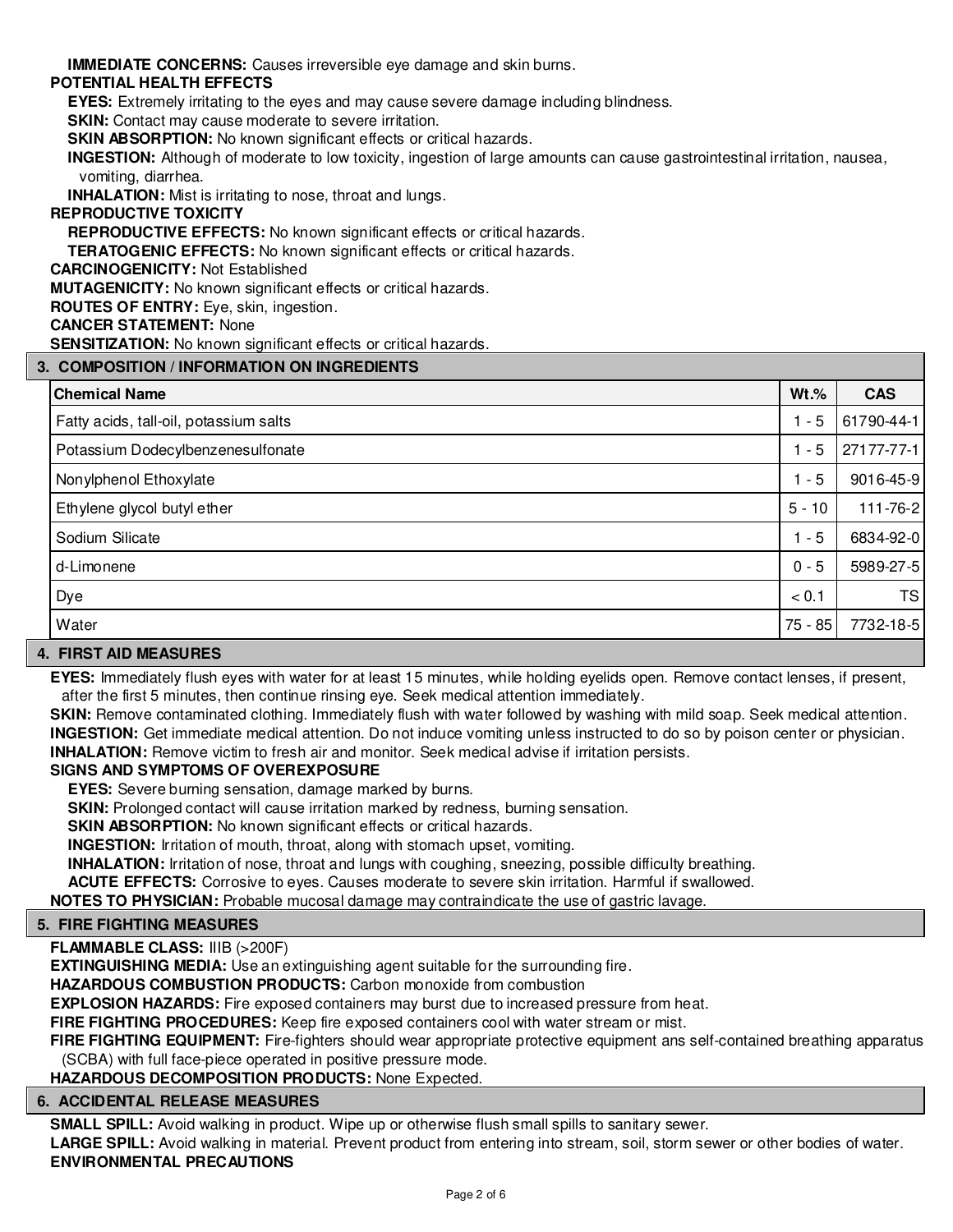**IMMEDIATE CONCERNS:** Causes irreversible eye damage and skin burns.

**POTENTIAL HEALTH EFFECTS**

**EYES:** Extremely irritating to the eyes and may cause severe damage including blindness.

**SKIN:** Contact may cause moderate to severe irritation.

**SKIN ABSORPTION:** No known significant effects or critical hazards.

**INGESTION:** Although of moderate to low toxicity, ingestion of large amounts can cause gastrointestinal irritation, nausea, vomiting, diarrhea.

**INHALATION:** Mist is irritating to nose, throat and lungs.

**REPRODUCTIVE TOXICITY**

**REPRODUCTIVE EFFECTS:** No known significant effects or critical hazards.

**TERATOGENIC EFFECTS:** No known significant effects or critical hazards.

**CARCINOGENICITY:** Not Established

**MUTAGENICITY:** No known significant effects or critical hazards.

**ROUTES OF ENTRY:** Eye, skin, ingestion.

**CANCER STATEMENT:** None

**SENSITIZATION:** No known significant effects or critical hazards.

## 3. COMPOSITION / INFORMATION ON INGREDIENTS

| Chemical Name | Wt.% | CAS |
|---|---|---|
| Fatty acids, tall-oil, potassium salts | 1 - 5 | 61790-44-1 |
| Potassium Dodecylbenzenesulfonate | 1 - 5 | 27177-77-1 |
| Nonylphenol Ethoxylate | 1 - 5 | 9016-45-9 |
| Ethylene glycol butyl ether | 5 - 10 | 111-76-2 |
| Sodium Silicate | 1 - 5 | 6834-92-0 |
| d-Limonene | 0 - 5 | 5989-27-5 |
| Dye | < 0.1 | TS |
| Water | 75 - 85 | 7732-18-5 |

## 4. FIRST AID MEASURES

**EYES:** Immediately flush eyes with water for at least 15 minutes, while holding eyelids open. Remove contact lenses, if present, after the first 5 minutes, then continue rinsing eye. Seek medical attention immediately.

**SKIN:** Remove contaminated clothing. Immediately flush with water followed by washing with mild soap. Seek medical attention.

**INGESTION:** Get immediate medical attention. Do not induce vomiting unless instructed to do so by poison center or physician.

**INHALATION:** Remove victim to fresh air and monitor. Seek medical advise if irritation persists.

**SIGNS AND SYMPTOMS OF OVEREXPOSURE**

**EYES:** Severe burning sensation, damage marked by burns.

**SKIN:** Prolonged contact will cause irritation marked by redness, burning sensation.

**SKIN ABSORPTION:** No known significant effects or critical hazards.

**INGESTION:** Irritation of mouth, throat, along with stomach upset, vomiting.

**INHALATION:** Irritation of nose, throat and lungs with coughing, sneezing, possible difficulty breathing.

**ACUTE EFFECTS:** Corrosive to eyes. Causes moderate to severe skin irritation. Harmful if swallowed.

**NOTES TO PHYSICIAN:** Probable mucosal damage may contraindicate the use of gastric lavage.

## 5. FIRE FIGHTING MEASURES

**FLAMMABLE CLASS:** IIIB (>200F)

**EXTINGUISHING MEDIA:** Use an extinguishing agent suitable for the surrounding fire.

**HAZARDOUS COMBUSTION PRODUCTS:** Carbon monoxide from combustion

**EXPLOSION HAZARDS:** Fire exposed containers may burst due to increased pressure from heat.

**FIRE FIGHTING PROCEDURES:** Keep fire exposed containers cool with water stream or mist.

**FIRE FIGHTING EQUIPMENT:** Fire-fighters should wear appropriate protective equipment ans self-contained breathing apparatus (SCBA) with full face-piece operated in positive pressure mode.

**HAZARDOUS DECOMPOSITION PRODUCTS:** None Expected.

## 6. ACCIDENTAL RELEASE MEASURES

**SMALL SPILL:** Avoid walking in product. Wipe up or otherwise flush small spills to sanitary sewer.

**LARGE SPILL:** Avoid walking in material. Prevent product from entering into stream, soil, storm sewer or other bodies of water.

**ENVIRONMENTAL PRECAUTIONS**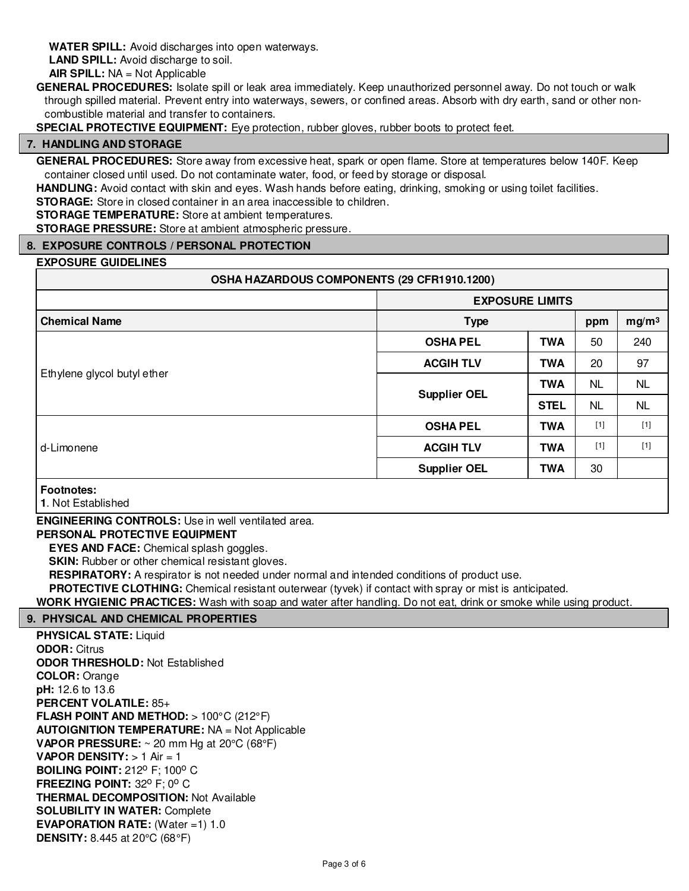**WATER SPILL:** Avoid discharges into open waterways.
**LAND SPILL:** Avoid discharge to soil.
**AIR SPILL:** NA = Not Applicable
**GENERAL PROCEDURES:** Isolate spill or leak area immediately. Keep unauthorized personnel away. Do not touch or walk through spilled material. Prevent entry into waterways, sewers, or confined areas. Absorb with dry earth, sand or other non-combustible material and transfer to containers.
**SPECIAL PROTECTIVE EQUIPMENT:** Eye protection, rubber gloves, rubber boots to protect feet.

## 7. HANDLING AND STORAGE

**GENERAL PROCEDURES:** Store away from excessive heat, spark or open flame. Store at temperatures below 140F. Keep container closed until used. Do not contaminate water, food, or feed by storage or disposal.
**HANDLING:** Avoid contact with skin and eyes. Wash hands before eating, drinking, smoking or using toilet facilities.
**STORAGE:** Store in closed container in an area inaccessible to children.
**STORAGE TEMPERATURE:** Store at ambient temperatures.
**STORAGE PRESSURE:** Store at ambient atmospheric pressure.

## 8. EXPOSURE CONTROLS / PERSONAL PROTECTION

**EXPOSURE GUIDELINES**

| OSHA HAZARDOUS COMPONENTS (29 CFR1910.1200) | | | | |
|---|---|---|---|---|
| | EXPOSURE LIMITS | | | |
| **Chemical Name** | **Type** | | **ppm** | **mg/m³** |
| Ethylene glycol butyl ether | **OSHA PEL** | **TWA** | 50 | 240 |
| | **ACGIH TLV** | **TWA** | 20 | 97 |
| | **Supplier OEL** | **TWA** | NL | NL |
| | | **STEL** | NL | NL |
| d-Limonene | **OSHA PEL** | **TWA** | [1] | [1] |
| | **ACGIH TLV** | **TWA** | [1] | [1] |
| | **Supplier OEL** | **TWA** | 30 | |

**Footnotes:**
**1**. Not Established

**ENGINEERING CONTROLS:** Use in well ventilated area.
**PERSONAL PROTECTIVE EQUIPMENT**
**EYES AND FACE:** Chemical splash goggles.
**SKIN:** Rubber or other chemical resistant gloves.
**RESPIRATORY:** A respirator is not needed under normal and intended conditions of product use.
**PROTECTIVE CLOTHING:** Chemical resistant outerwear (tyvek) if contact with spray or mist is anticipated.
**WORK HYGIENIC PRACTICES:** Wash with soap and water after handling. Do not eat, drink or smoke while using product.

## 9. PHYSICAL AND CHEMICAL PROPERTIES

**PHYSICAL STATE:** Liquid
**ODOR:** Citrus
**ODOR THRESHOLD:** Not Established
**COLOR:** Orange
**pH:** 12.6 to 13.6
**PERCENT VOLATILE:** 85+
**FLASH POINT AND METHOD:** > 100°C (212°F)
**AUTOIGNITION TEMPERATURE:** NA = Not Applicable
**VAPOR PRESSURE:** ~ 20 mm Hg at 20°C (68°F)
**VAPOR DENSITY:** > 1 Air = 1
**BOILING POINT:** 212° F; 100° C
**FREEZING POINT:** 32° F; 0° C
**THERMAL DECOMPOSITION:** Not Available
**SOLUBILITY IN WATER:** Complete
**EVAPORATION RATE:** (Water =1) 1.0
**DENSITY:** 8.445 at 20°C (68°F)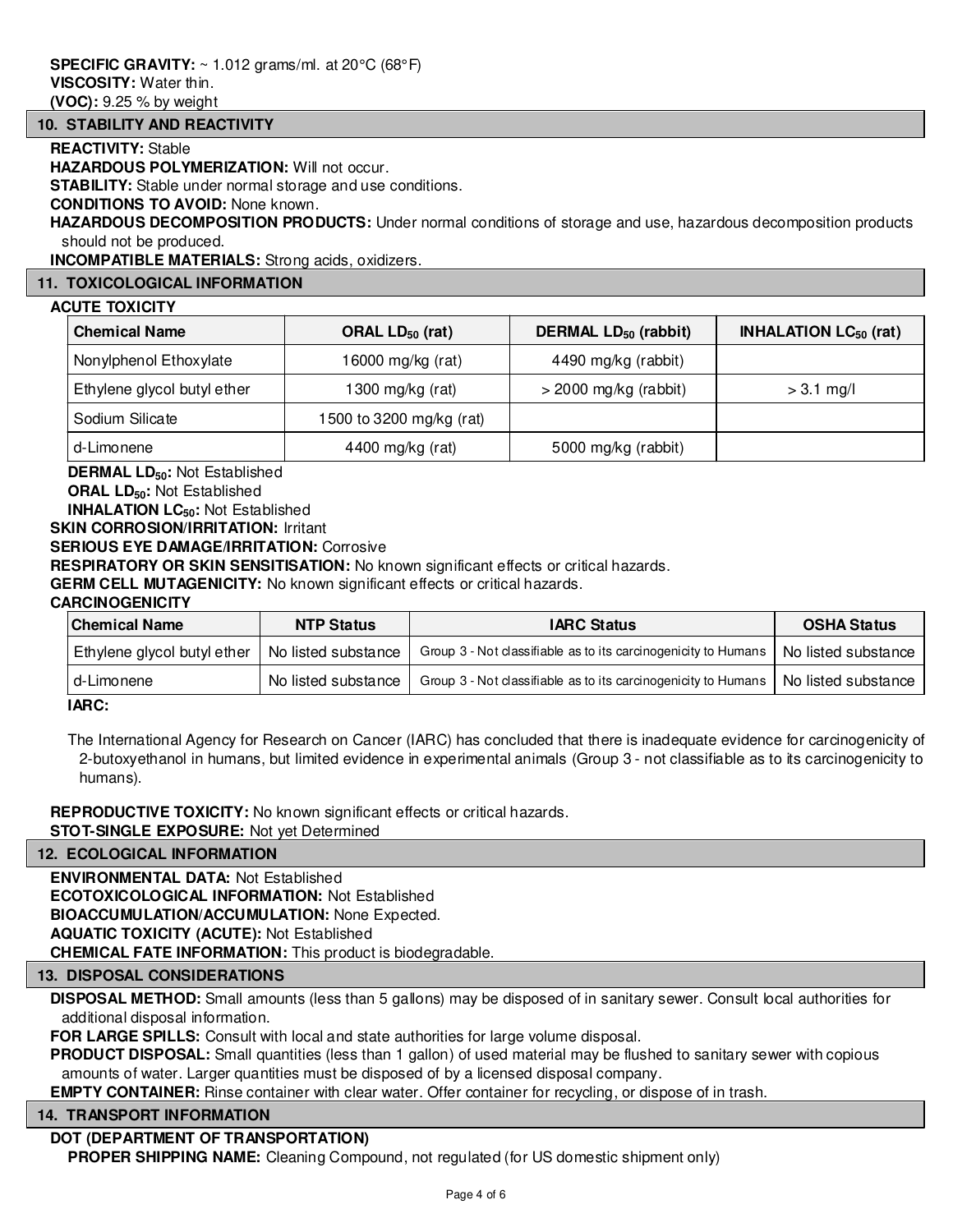**SPECIFIC GRAVITY:** ~ 1.012 grams/ml. at 20°C (68°F)
**VISCOSITY:** Water thin.
**(VOC):** 9.25 % by weight

## 10. STABILITY AND REACTIVITY

**REACTIVITY:** Stable
**HAZARDOUS POLYMERIZATION:** Will not occur.
**STABILITY:** Stable under normal storage and use conditions.
**CONDITIONS TO AVOID:** None known.
**HAZARDOUS DECOMPOSITION PRODUCTS:** Under normal conditions of storage and use, hazardous decomposition products should not be produced.
**INCOMPATIBLE MATERIALS:** Strong acids, oxidizers.

## 11. TOXICOLOGICAL INFORMATION

**ACUTE TOXICITY**

| Chemical Name | ORAL $LD_{50}$ (rat) | DERMAL $LD_{50}$ (rabbit) | INHALATION $LC_{50}$ (rat) |
|---|---|---|---|
| Nonylphenol Ethoxylate | 16000 mg/kg (rat) | 4490 mg/kg (rabbit) | |
| Ethylene glycol butyl ether | 1300 mg/kg (rat) | > 2000 mg/kg (rabbit) | > 3.1 mg/l |
| Sodium Silicate | 1500 to 3200 mg/kg (rat) | | |
| d-Limonene | 4400 mg/kg (rat) | 5000 mg/kg (rabbit) | |

**DERMAL $LD_{50}$:** Not Established
**ORAL $LD_{50}$:** Not Established
**INHALATION $LC_{50}$:** Not Established
**SKIN CORROSION/IRRITATION:** Irritant
**SERIOUS EYE DAMAGE/IRRITATION:** Corrosive
**RESPIRATORY OR SKIN SENSITISATION:** No known significant effects or critical hazards.
**GERM CELL MUTAGENICITY:** No known significant effects or critical hazards.

**CARCINOGENICITY**

| Chemical Name | NTP Status | IARC Status | OSHA Status |
|---|---|---|---|
| Ethylene glycol butyl ether | No listed substance | Group 3 - Not classifiable as to its carcinogenicity to Humans | No listed substance |
| d-Limonene | No listed substance | Group 3 - Not classifiable as to its carcinogenicity to Humans | No listed substance |

**IARC:**

The International Agency for Research on Cancer (IARC) has concluded that there is inadequate evidence for carcinogenicity of 2-butoxyethanol in humans, but limited evidence in experimental animals (Group 3 - not classifiable as to its carcinogenicity to humans).

**REPRODUCTIVE TOXICITY:** No known significant effects or critical hazards.
**STOT-SINGLE EXPOSURE:** Not yet Determined

## 12. ECOLOGICAL INFORMATION

**ENVIRONMENTAL DATA:** Not Established
**ECOTOXICOLOGICAL INFORMATION:** Not Established
**BIOACCUMULATION/ACCUMULATION:** None Expected.
**AQUATIC TOXICITY (ACUTE):** Not Established
**CHEMICAL FATE INFORMATION:** This product is biodegradable.

## 13. DISPOSAL CONSIDERATIONS

**DISPOSAL METHOD:** Small amounts (less than 5 gallons) may be disposed of in sanitary sewer. Consult local authorities for additional disposal information.
**FOR LARGE SPILLS:** Consult with local and state authorities for large volume disposal.
**PRODUCT DISPOSAL:** Small quantities (less than 1 gallon) of used material may be flushed to sanitary sewer with copious amounts of water. Larger quantities must be disposed of by a licensed disposal company.
**EMPTY CONTAINER:** Rinse container with clear water. Offer container for recycling, or dispose of in trash.

## 14. TRANSPORT INFORMATION

**DOT (DEPARTMENT OF TRANSPORTATION)**

**PROPER SHIPPING NAME:** Cleaning Compound, not regulated (for US domestic shipment only)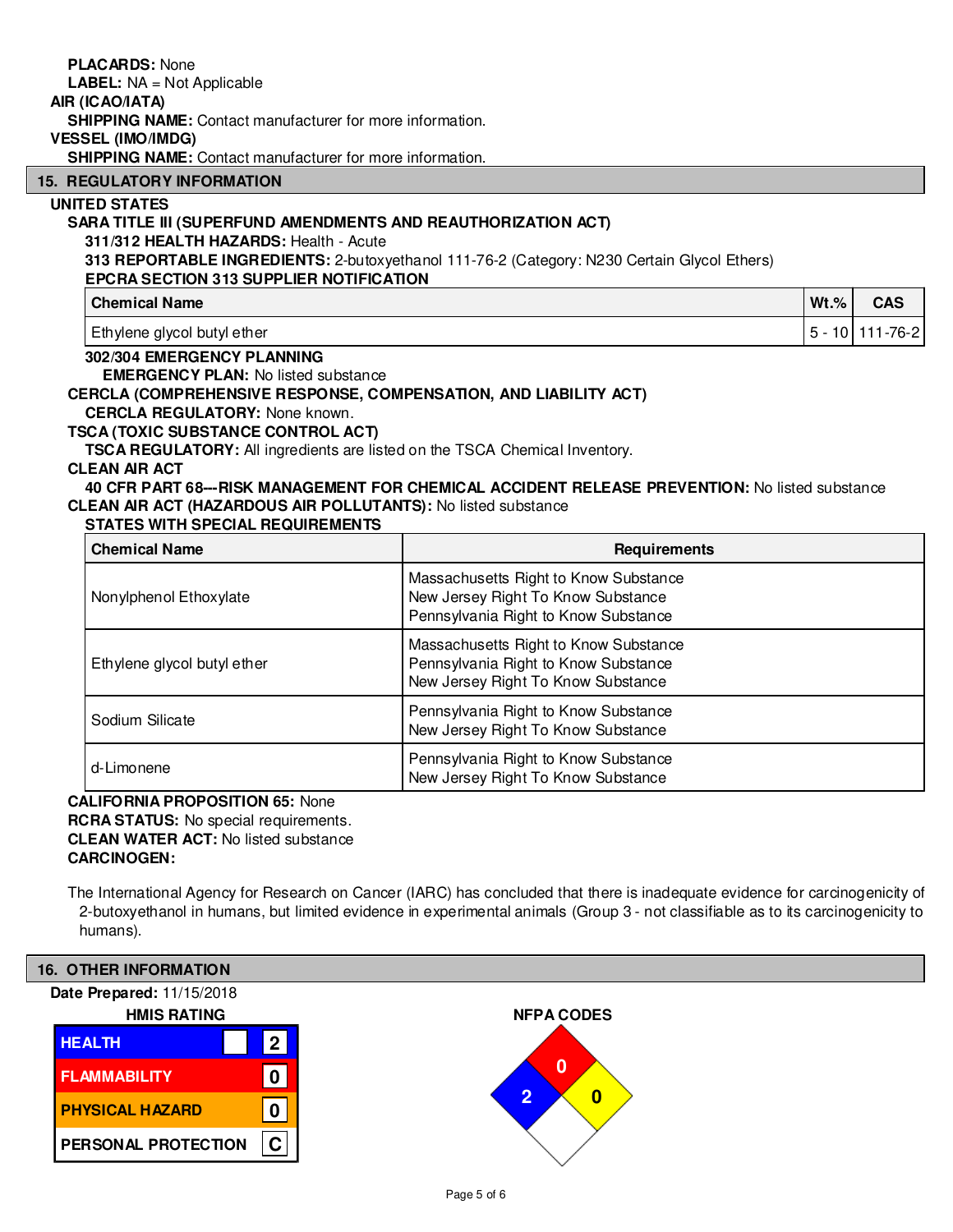**PLACARDS:** None

**LABEL:** NA = Not Applicable

**AIR (ICAO/IATA)**

**SHIPPING NAME:** Contact manufacturer for more information.

**VESSEL (IMO/IMDG)**

**SHIPPING NAME:** Contact manufacturer for more information.

## 15. REGULATORY INFORMATION

**UNITED STATES**

**SARA TITLE III (SUPERFUND AMENDMENTS AND REAUTHORIZATION ACT)**

**311/312 HEALTH HAZARDS:** Health - Acute

**313 REPORTABLE INGREDIENTS:** 2-butoxyethanol 111-76-2 (Category: N230 Certain Glycol Ethers)

**EPCRA SECTION 313 SUPPLIER NOTIFICATION**

| Chemical Name | Wt.% | CAS |
|---|---|---|
| Ethylene glycol butyl ether | 5 - 10 | 111-76-2 |

**302/304 EMERGENCY PLANNING**

**EMERGENCY PLAN:** No listed substance

**CERCLA (COMPREHENSIVE RESPONSE, COMPENSATION, AND LIABILITY ACT)**

**CERCLA REGULATORY:** None known.

**TSCA (TOXIC SUBSTANCE CONTROL ACT)**

**TSCA REGULATORY:** All ingredients are listed on the TSCA Chemical Inventory.

**CLEAN AIR ACT**

**40 CFR PART 68---RISK MANAGEMENT FOR CHEMICAL ACCIDENT RELEASE PREVENTION:** No listed substance

**CLEAN AIR ACT (HAZARDOUS AIR POLLUTANTS):** No listed substance

**STATES WITH SPECIAL REQUIREMENTS**

| Chemical Name | Requirements |
|---|---|
| Nonylphenol Ethoxylate | Massachusetts Right to Know Substance<br>New Jersey Right To Know Substance<br>Pennsylvania Right to Know Substance |
| Ethylene glycol butyl ether | Massachusetts Right to Know Substance<br>Pennsylvania Right to Know Substance<br>New Jersey Right To Know Substance |
| Sodium Silicate | Pennsylvania Right to Know Substance<br>New Jersey Right To Know Substance |
| d-Limonene | Pennsylvania Right to Know Substance<br>New Jersey Right To Know Substance |

**CALIFORNIA PROPOSITION 65:** None

**RCRA STATUS:** No special requirements.

**CLEAN WATER ACT:** No listed substance

**CARCINOGEN:**

The International Agency for Research on Cancer (IARC) has concluded that there is inadequate evidence for carcinogenicity of 2-butoxyethanol in humans, but limited evidence in experimental animals (Group 3 - not classifiable as to its carcinogenicity to humans).

## 16. OTHER INFORMATION

**Date Prepared:** 11/15/2018

**HMIS RATING**

| | |
|---|---|
| HEALTH | 2 |
| FLAMMABILITY | 0 |
| PHYSICAL HAZARD | 0 |
| PERSONAL PROTECTION | C |

**NFPA CODES**

| Health | Flammability | Instability | Special |
|---|---|---|---|
| 2 | 0 | 0 | |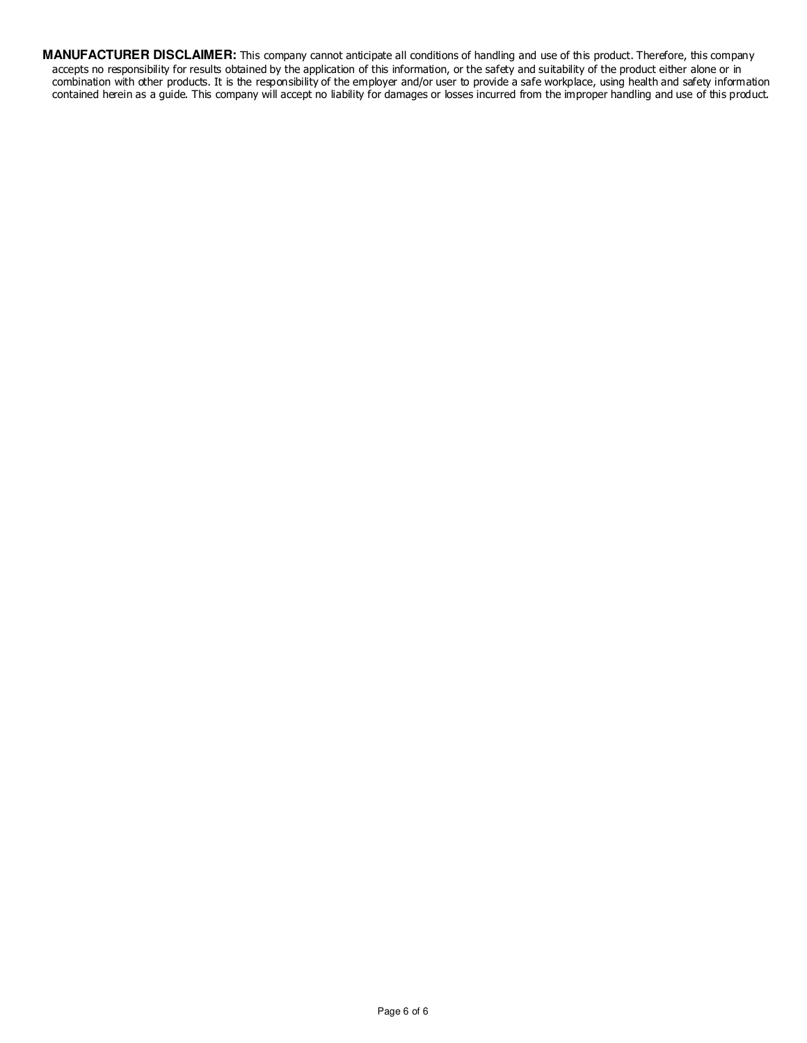**MANUFACTURER DISCLAIMER:** This company cannot anticipate all conditions of handling and use of this product. Therefore, this company accepts no responsibility for results obtained by the application of this information, or the safety and suitability of the product either alone or in combination with other products. It is the responsibility of the employer and/or user to provide a safe workplace, using health and safety information contained herein as a guide. This company will accept no liability for damages or losses incurred from the improper handling and use of this product.